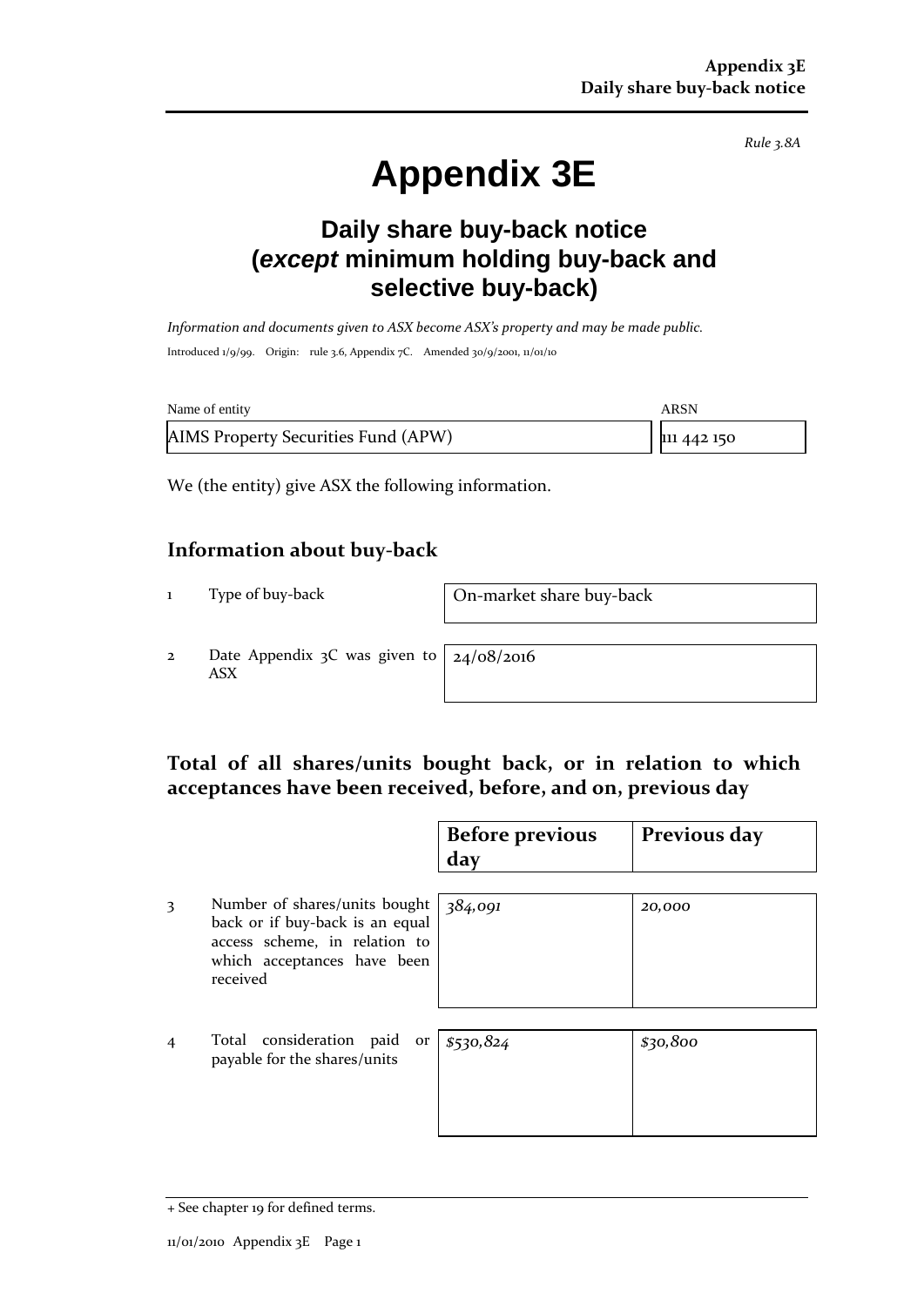*Rule 3.8A*

# Appendix 3E

## Daily share buy-back notice (*except* minimum holding buy-back and selective buy-back)

*Information and documents given to ASX become ASX's property and may be made public.*

Introduced 1/9/99. Origin: rule 3.6, Appendix 7C. Amended 30/9/2001, 11/01/10

| Name of entity | ARSN |
|---|---|
| AIMS Property Securities Fund (APW) | 111 442 150 |

We (the entity) give ASX the following information.

## Information about buy-back

| | | |
|---|---|---|
| 1 | Type of buy-back | On-market share buy-back |
| 2 | Date Appendix 3C was given to ASX | 24/08/2016 |

## Total of all shares/units bought back, or in relation to which acceptances have been received, before, and on, previous day

| | | Before previous day | Previous day |
|---|---|---|---|
| 3 | Number of shares/units bought back or if buy-back is an equal access scheme, in relation to which acceptances have been received | *384,091* | *20,000* |
| 4 | Total consideration paid or payable for the shares/units | *$530,824* | *$30,800* |

+ See chapter 19 for defined terms.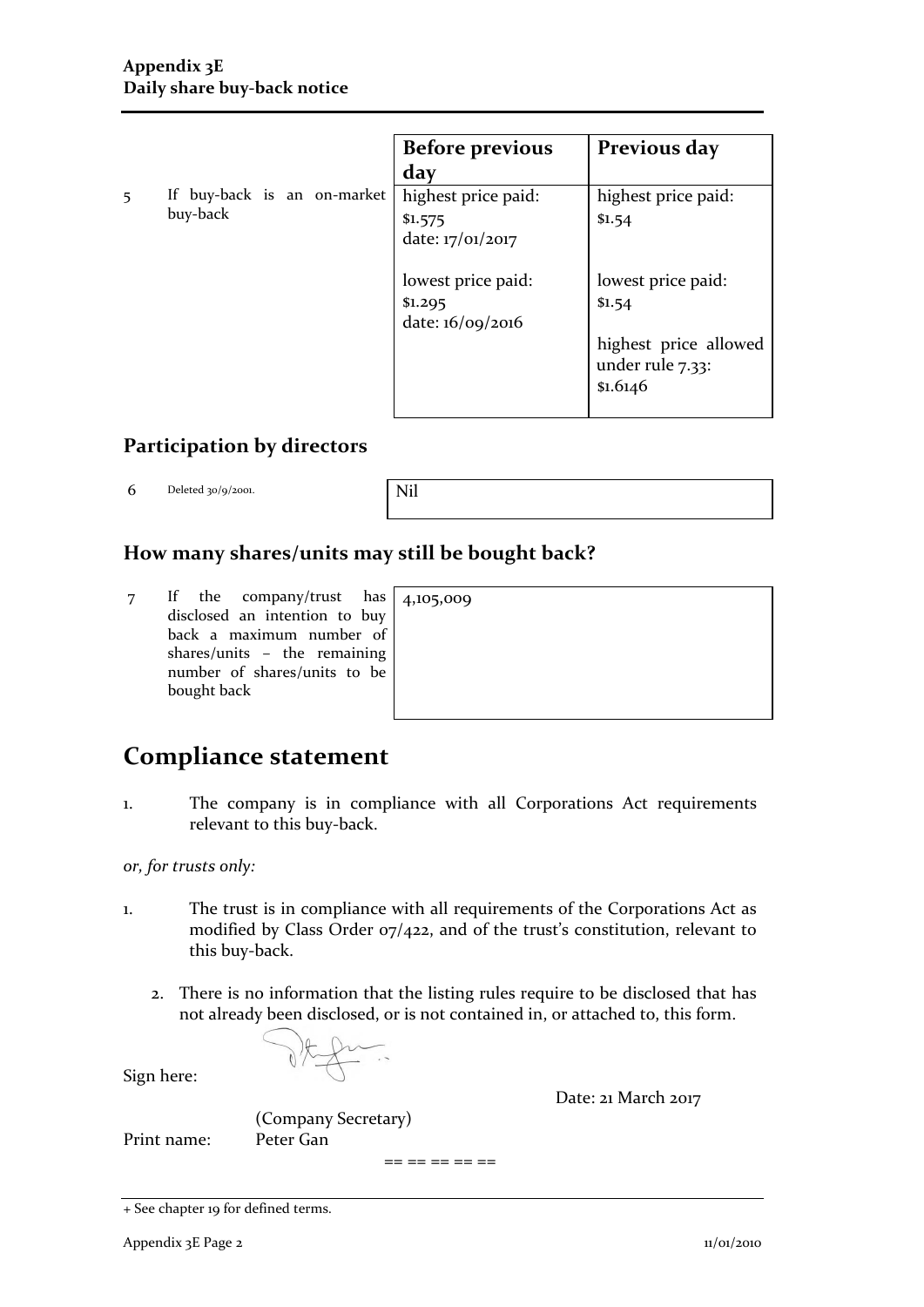**Appendix 3E**
**Daily share buy-back notice**

| | | Before previous day | Previous day |
|---|---|---|---|
| 5 | If buy-back is an on-market buy-back | highest price paid: $1.575 date: 17/01/2017<br><br>lowest price paid: $1.295 date: 16/09/2016 | highest price paid: $1.54<br><br>lowest price paid: $1.54<br><br>highest price allowed under rule 7.33: $1.6146 |

## Participation by directors

| | | |
|---|---|---|
| 6 | Deleted 30/9/2001. | Nil |

## How many shares/units may still be bought back?

| | | |
|---|---|---|
| 7 | If the company/trust has disclosed an intention to buy back a maximum number of shares/units – the remaining number of shares/units to be bought back | 4,105,009 |

# Compliance statement

1. The company is in compliance with all Corporations Act requirements relevant to this buy-back.

*or, for trusts only:*

1. The trust is in compliance with all requirements of the Corporations Act as modified by Class Order 07/422, and of the trust's constitution, relevant to this buy-back.

2. There is no information that the listing rules require to be disclosed that has not already been disclosed, or is not contained in, or attached to, this form.

Sign here: (Company Secretary)

Date: 21 March 2017

Print name: Peter Gan

== == == == ==

+ See chapter 19 for defined terms.